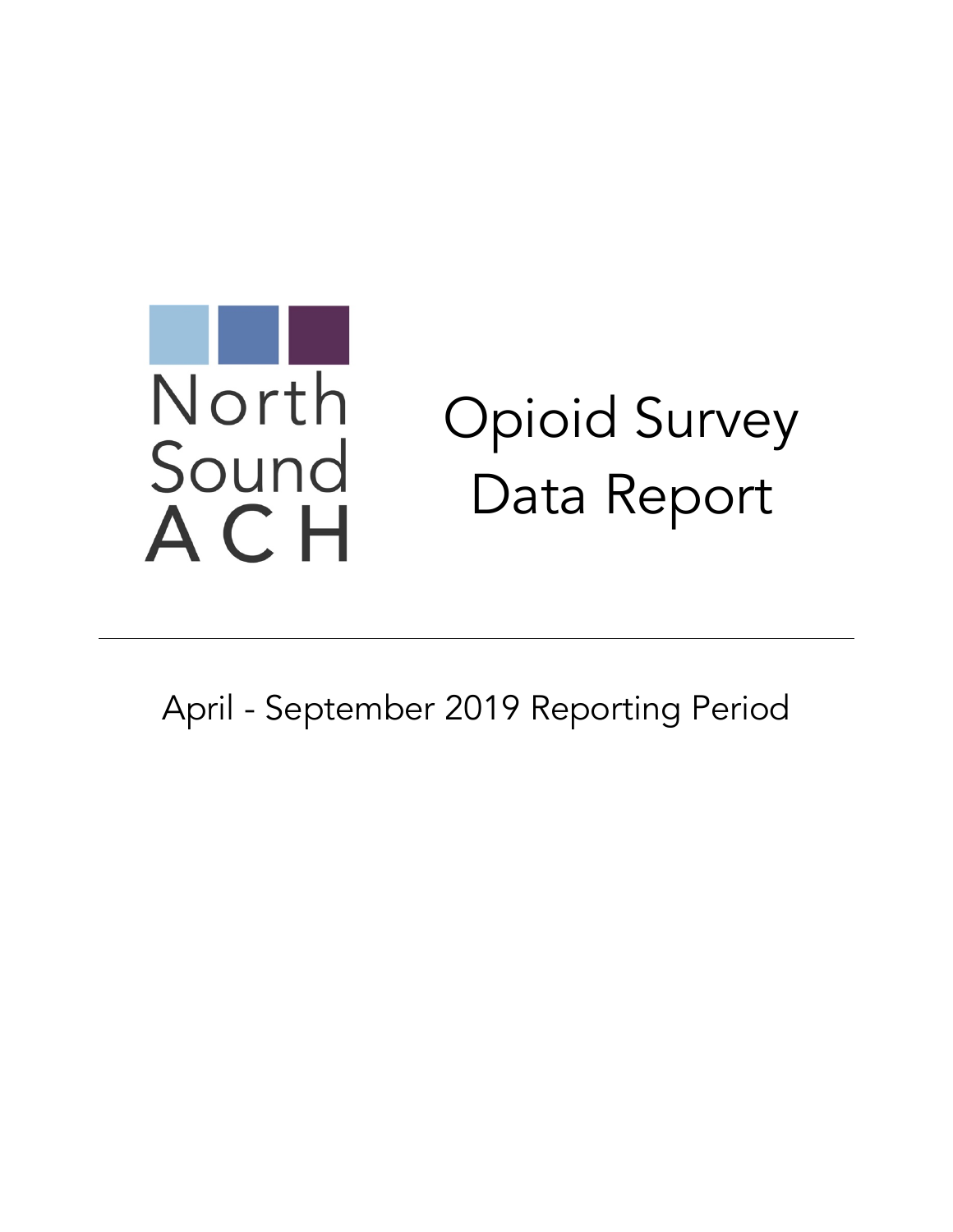North Sound ACH

# Opioid Survey Data Report

---

April - September 2019 Reporting Period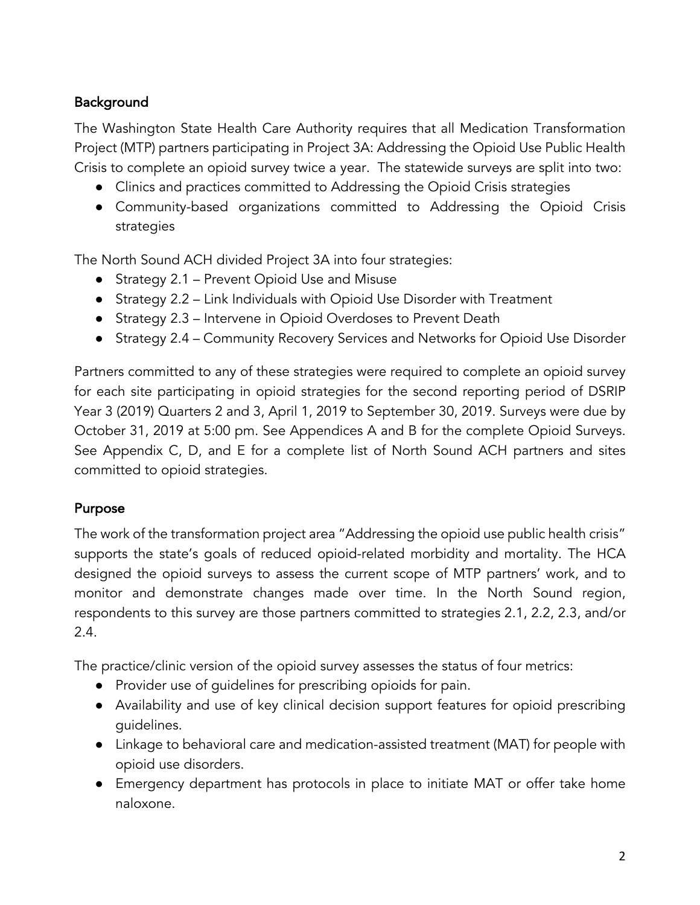## Background

The Washington State Health Care Authority requires that all Medication Transformation Project (MTP) partners participating in Project 3A: Addressing the Opioid Use Public Health Crisis to complete an opioid survey twice a year. The statewide surveys are split into two:

- Clinics and practices committed to Addressing the Opioid Crisis strategies
- Community-based organizations committed to Addressing the Opioid Crisis strategies

The North Sound ACH divided Project 3A into four strategies:

- Strategy 2.1 – Prevent Opioid Use and Misuse
- Strategy 2.2 – Link Individuals with Opioid Use Disorder with Treatment
- Strategy 2.3 – Intervene in Opioid Overdoses to Prevent Death
- Strategy 2.4 – Community Recovery Services and Networks for Opioid Use Disorder

Partners committed to any of these strategies were required to complete an opioid survey for each site participating in opioid strategies for the second reporting period of DSRIP Year 3 (2019) Quarters 2 and 3, April 1, 2019 to September 30, 2019. Surveys were due by October 31, 2019 at 5:00 pm. See Appendices A and B for the complete Opioid Surveys. See Appendix C, D, and E for a complete list of North Sound ACH partners and sites committed to opioid strategies.

## Purpose

The work of the transformation project area "Addressing the opioid use public health crisis" supports the state's goals of reduced opioid-related morbidity and mortality. The HCA designed the opioid surveys to assess the current scope of MTP partners' work, and to monitor and demonstrate changes made over time. In the North Sound region, respondents to this survey are those partners committed to strategies 2.1, 2.2, 2.3, and/or 2.4.

The practice/clinic version of the opioid survey assesses the status of four metrics:

- Provider use of guidelines for prescribing opioids for pain.
- Availability and use of key clinical decision support features for opioid prescribing guidelines.
- Linkage to behavioral care and medication-assisted treatment (MAT) for people with opioid use disorders.
- Emergency department has protocols in place to initiate MAT or offer take home naloxone.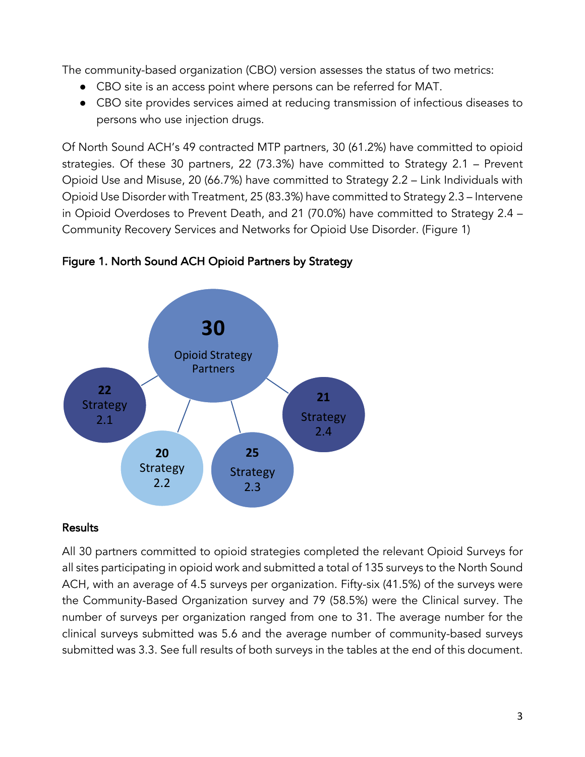The community-based organization (CBO) version assesses the status of two metrics:

- CBO site is an access point where persons can be referred for MAT.
- CBO site provides services aimed at reducing transmission of infectious diseases to persons who use injection drugs.

Of North Sound ACH's 49 contracted MTP partners, 30 (61.2%) have committed to opioid strategies. Of these 30 partners, 22 (73.3%) have committed to Strategy 2.1 – Prevent Opioid Use and Misuse, 20 (66.7%) have committed to Strategy 2.2 – Link Individuals with Opioid Use Disorder with Treatment, 25 (83.3%) have committed to Strategy 2.3 – Intervene in Opioid Overdoses to Prevent Death, and 21 (70.0%) have committed to Strategy 2.4 – Community Recovery Services and Networks for Opioid Use Disorder. (Figure 1)

**Figure 1. North Sound ACH Opioid Partners by Strategy**

30 Opioid Strategy Partners

22 Strategy 2.1

20 Strategy 2.2

25 Strategy 2.3

21 Strategy 2.4

### Results

All 30 partners committed to opioid strategies completed the relevant Opioid Surveys for all sites participating in opioid work and submitted a total of 135 surveys to the North Sound ACH, with an average of 4.5 surveys per organization. Fifty-six (41.5%) of the surveys were the Community-Based Organization survey and 79 (58.5%) were the Clinical survey. The number of surveys per organization ranged from one to 31. The average number for the clinical surveys submitted was 5.6 and the average number of community-based surveys submitted was 3.3. See full results of both surveys in the tables at the end of this document.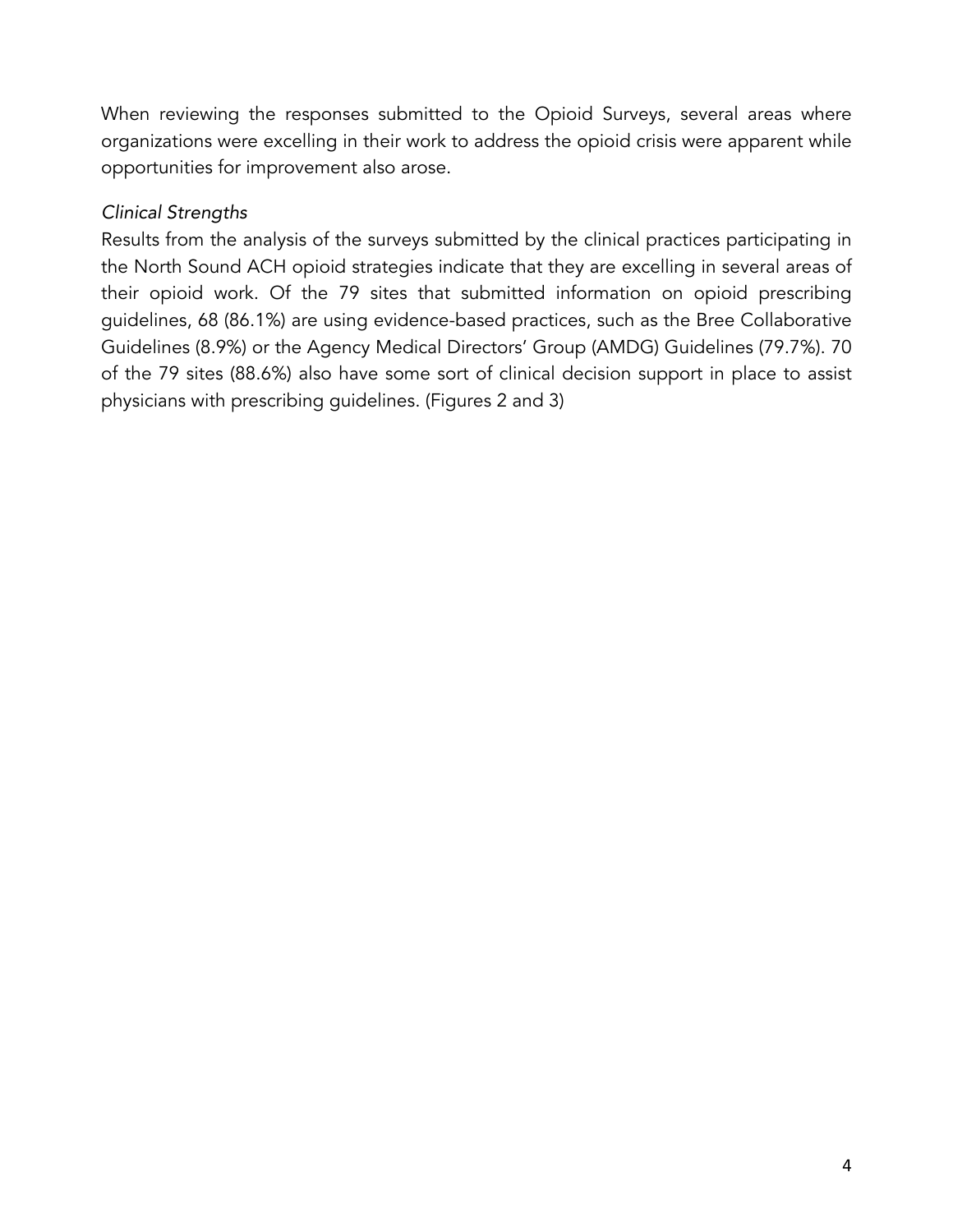When reviewing the responses submitted to the Opioid Surveys, several areas where organizations were excelling in their work to address the opioid crisis were apparent while opportunities for improvement also arose.

*Clinical Strengths*

Results from the analysis of the surveys submitted by the clinical practices participating in the North Sound ACH opioid strategies indicate that they are excelling in several areas of their opioid work. Of the 79 sites that submitted information on opioid prescribing guidelines, 68 (86.1%) are using evidence-based practices, such as the Bree Collaborative Guidelines (8.9%) or the Agency Medical Directors' Group (AMDG) Guidelines (79.7%). 70 of the 79 sites (88.6%) also have some sort of clinical decision support in place to assist physicians with prescribing guidelines. (Figures 2 and 3)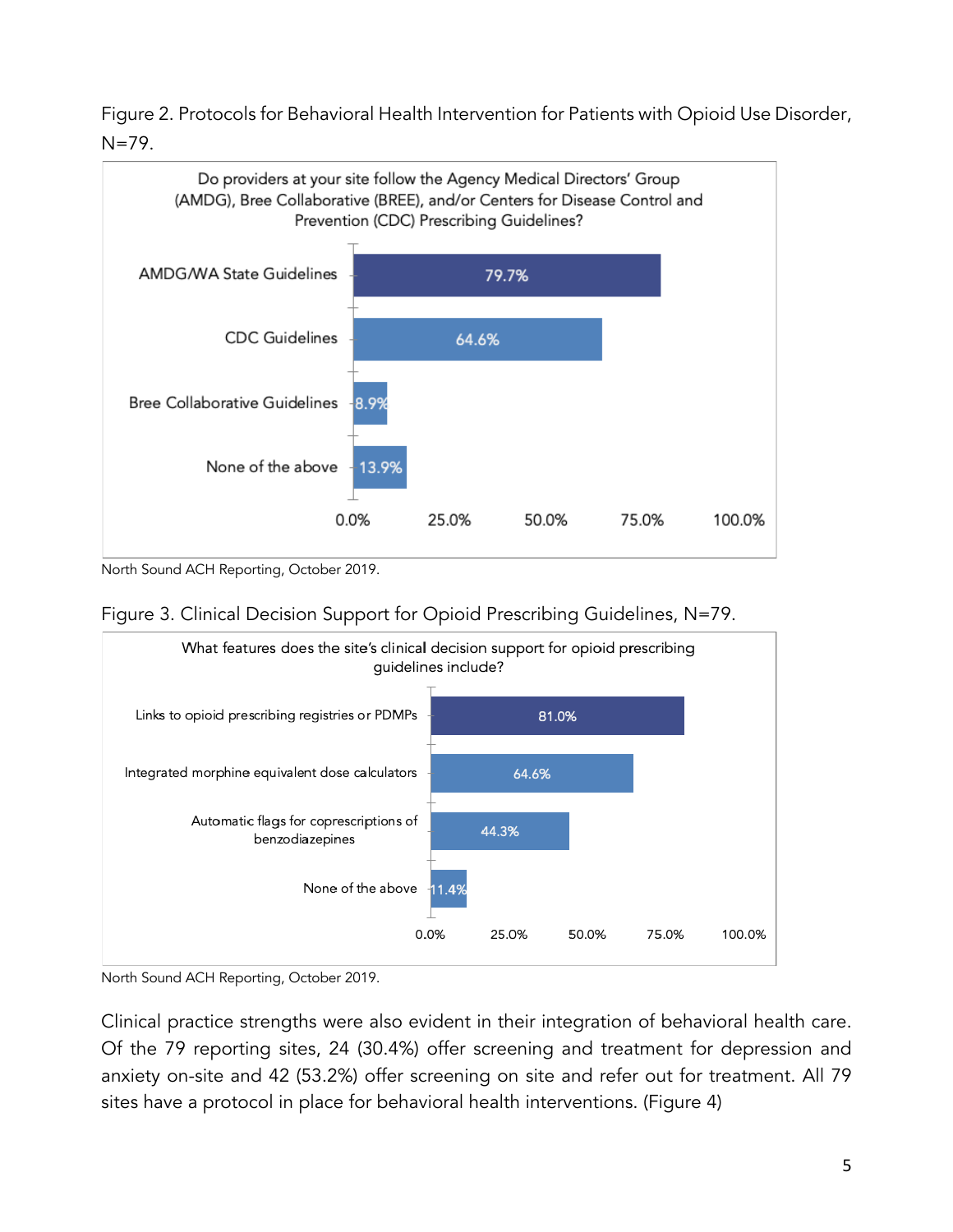Figure 2. Protocols for Behavioral Health Intervention for Patients with Opioid Use Disorder, N=79.

Do providers at your site follow the Agency Medical Directors' Group (AMDG), Bree Collaborative (BREE), and/or Centers for Disease Control and Prevention (CDC) Prescribing Guidelines?

| Response | Percent |
| --- | --- |
| AMDG/WA State Guidelines | 79.7% |
| CDC Guidelines | 64.6% |
| Bree Collaborative Guidelines | 8.9% |
| None of the above | 13.9% |

North Sound ACH Reporting, October 2019.

Figure 3. Clinical Decision Support for Opioid Prescribing Guidelines, N=79.

What features does the site's clinical decision support for opioid prescribing guidelines include?

| Response | Percent |
| --- | --- |
| Links to opioid prescribing registries or PDMPs | 81.0% |
| Integrated morphine equivalent dose calculators | 64.6% |
| Automatic flags for coprescriptions of benzodiazepines | 44.3% |
| None of the above | 11.4% |

North Sound ACH Reporting, October 2019.

Clinical practice strengths were also evident in their integration of behavioral health care. Of the 79 reporting sites, 24 (30.4%) offer screening and treatment for depression and anxiety on-site and 42 (53.2%) offer screening on site and refer out for treatment. All 79 sites have a protocol in place for behavioral health interventions. (Figure 4)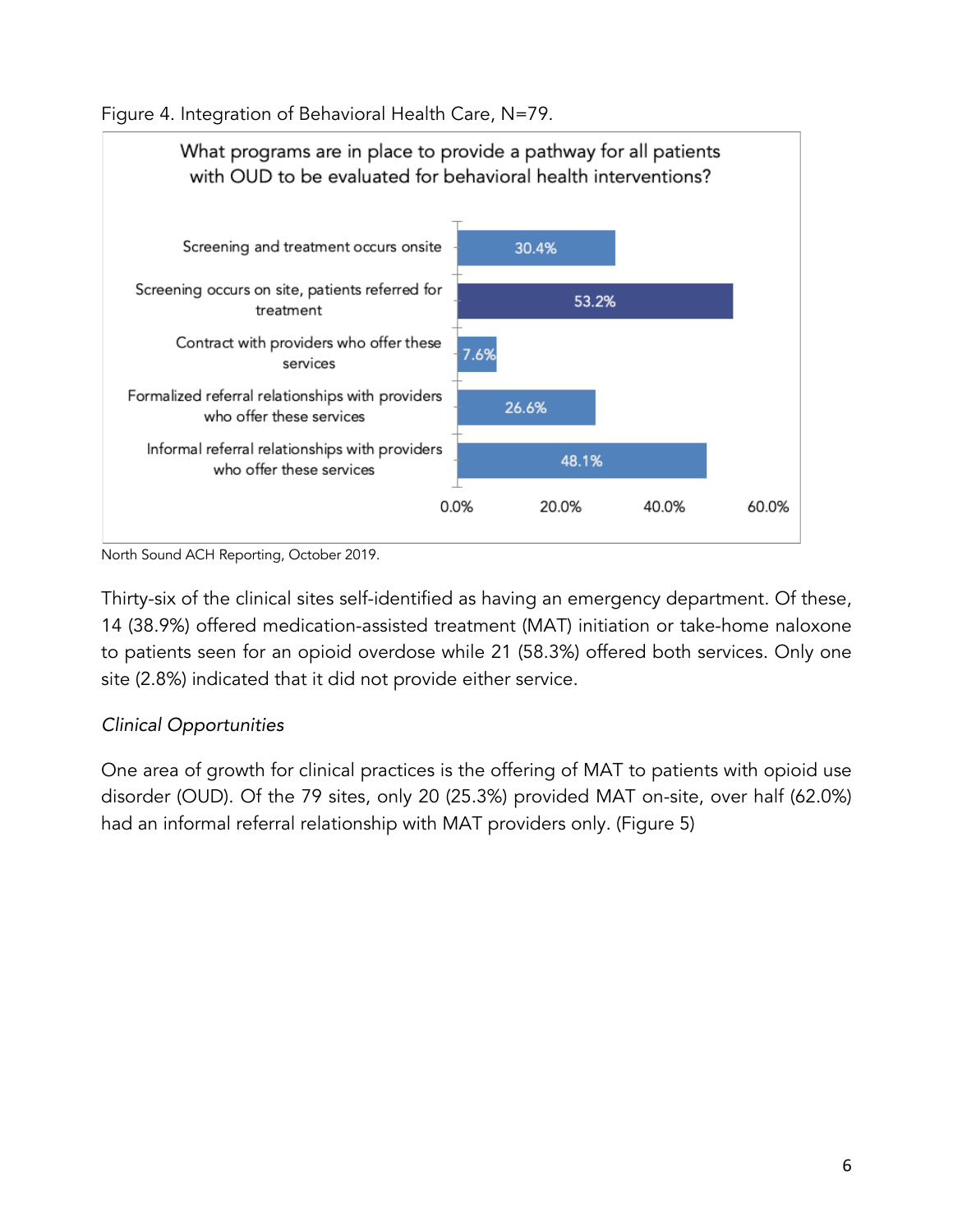Figure 4. Integration of Behavioral Health Care, N=79.

What programs are in place to provide a pathway for all patients with OUD to be evaluated for behavioral health interventions?

| Program | Percent |
| --- | --- |
| Screening and treatment occurs onsite | 30.4% |
| Screening occurs on site, patients referred for treatment | 53.2% |
| Contract with providers who offer these services | 7.6% |
| Formalized referral relationships with providers who offer these services | 26.6% |
| Informal referral relationships with providers who offer these services | 48.1% |

North Sound ACH Reporting, October 2019.

Thirty-six of the clinical sites self-identified as having an emergency department. Of these, 14 (38.9%) offered medication-assisted treatment (MAT) initiation or take-home naloxone to patients seen for an opioid overdose while 21 (58.3%) offered both services. Only one site (2.8%) indicated that it did not provide either service.

*Clinical Opportunities*

One area of growth for clinical practices is the offering of MAT to patients with opioid use disorder (OUD). Of the 79 sites, only 20 (25.3%) provided MAT on-site, over half (62.0%) had an informal referral relationship with MAT providers only. (Figure 5)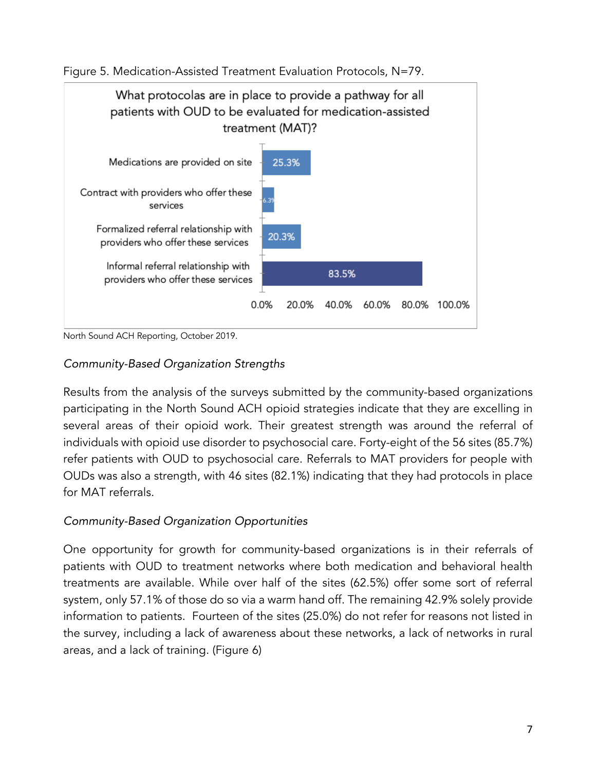Figure 5. Medication-Assisted Treatment Evaluation Protocols, N=79.

| What protocolas are in place to provide a pathway for all patients with OUD to be evaluated for medication-assisted treatment (MAT)? | |
|---|---|
| Medications are provided on site | 25.3% |
| Contract with providers who offer these services | 6.3% |
| Formalized referral relationship with providers who offer these services | 20.3% |
| Informal referral relationship with providers who offer these services | 83.5% |

North Sound ACH Reporting, October 2019.

*Community-Based Organization Strengths*

Results from the analysis of the surveys submitted by the community-based organizations participating in the North Sound ACH opioid strategies indicate that they are excelling in several areas of their opioid work. Their greatest strength was around the referral of individuals with opioid use disorder to psychosocial care. Forty-eight of the 56 sites (85.7%) refer patients with OUD to psychosocial care. Referrals to MAT providers for people with OUDs was also a strength, with 46 sites (82.1%) indicating that they had protocols in place for MAT referrals.

*Community-Based Organization Opportunities*

One opportunity for growth for community-based organizations is in their referrals of patients with OUD to treatment networks where both medication and behavioral health treatments are available. While over half of the sites (62.5%) offer some sort of referral system, only 57.1% of those do so via a warm hand off. The remaining 42.9% solely provide information to patients. Fourteen of the sites (25.0%) do not refer for reasons not listed in the survey, including a lack of awareness about these networks, a lack of networks in rural areas, and a lack of training. (Figure 6)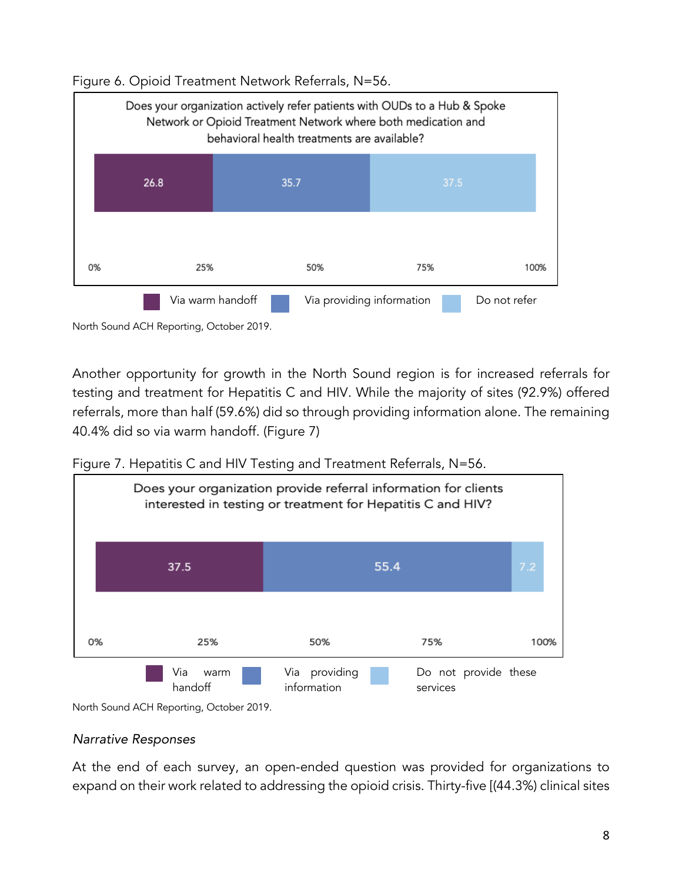Figure 6. Opioid Treatment Network Referrals, N=56.

Does your organization actively refer patients with OUDs to a Hub & Spoke Network or Opioid Treatment Network where both medication and behavioral health treatments are available?

| Via warm handoff | Via providing information | Do not refer |
| --- | --- | --- |
| 26.8 | 35.7 | 37.5 |

North Sound ACH Reporting, October 2019.

Another opportunity for growth in the North Sound region is for increased referrals for testing and treatment for Hepatitis C and HIV. While the majority of sites (92.9%) offered referrals, more than half (59.6%) did so through providing information alone. The remaining 40.4% did so via warm handoff. (Figure 7)

Figure 7. Hepatitis C and HIV Testing and Treatment Referrals, N=56.

Does your organization provide referral information for clients interested in testing or treatment for Hepatitis C and HIV?

| Via warm handoff | Via providing information | Do not provide these services |
| --- | --- | --- |
| 37.5 | 55.4 | 7.2 |

North Sound ACH Reporting, October 2019.

*Narrative Responses*

At the end of each survey, an open-ended question was provided for organizations to expand on their work related to addressing the opioid crisis. Thirty-five [(44.3%) clinical sites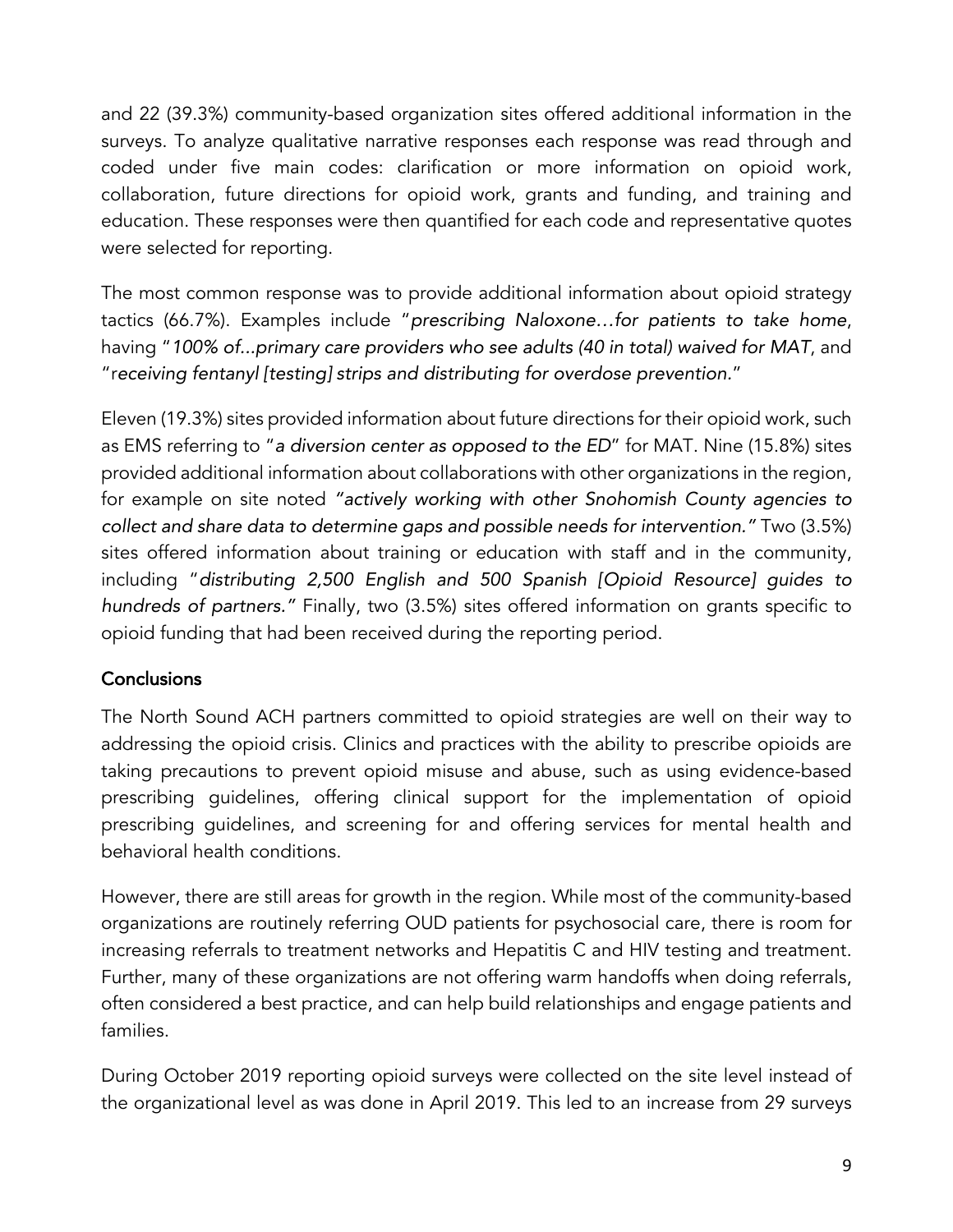and 22 (39.3%) community-based organization sites offered additional information in the surveys. To analyze qualitative narrative responses each response was read through and coded under five main codes: clarification or more information on opioid work, collaboration, future directions for opioid work, grants and funding, and training and education. These responses were then quantified for each code and representative quotes were selected for reporting.

The most common response was to provide additional information about opioid strategy tactics (66.7%). Examples include "*prescribing Naloxone…for patients to take home*, having "*100% of...primary care providers who see adults (40 in total) waived for MAT*, and "*receiving fentanyl [testing] strips and distributing for overdose prevention.*"

Eleven (19.3%) sites provided information about future directions for their opioid work, such as EMS referring to "*a diversion center as opposed to the ED*" for MAT. Nine (15.8%) sites provided additional information about collaborations with other organizations in the region, for example on site noted *"actively working with other Snohomish County agencies to collect and share data to determine gaps and possible needs for intervention."* Two (3.5%) sites offered information about training or education with staff and in the community, including "*distributing 2,500 English and 500 Spanish [Opioid Resource] guides to hundreds of partners."* Finally, two (3.5%) sites offered information on grants specific to opioid funding that had been received during the reporting period.

## Conclusions

The North Sound ACH partners committed to opioid strategies are well on their way to addressing the opioid crisis. Clinics and practices with the ability to prescribe opioids are taking precautions to prevent opioid misuse and abuse, such as using evidence-based prescribing guidelines, offering clinical support for the implementation of opioid prescribing guidelines, and screening for and offering services for mental health and behavioral health conditions.

However, there are still areas for growth in the region. While most of the community-based organizations are routinely referring OUD patients for psychosocial care, there is room for increasing referrals to treatment networks and Hepatitis C and HIV testing and treatment. Further, many of these organizations are not offering warm handoffs when doing referrals, often considered a best practice, and can help build relationships and engage patients and families.

During October 2019 reporting opioid surveys were collected on the site level instead of the organizational level as was done in April 2019. This led to an increase from 29 surveys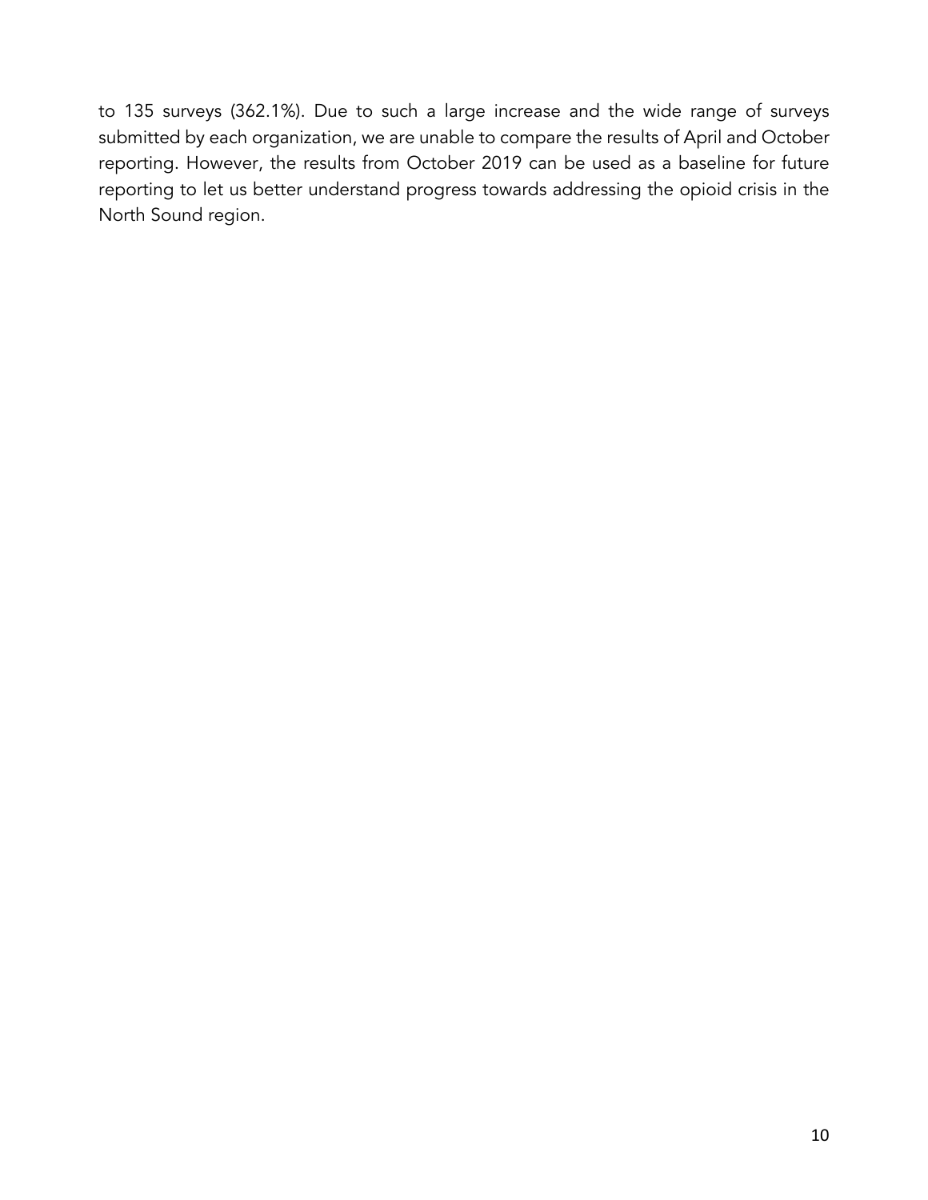to 135 surveys (362.1%). Due to such a large increase and the wide range of surveys submitted by each organization, we are unable to compare the results of April and October reporting. However, the results from October 2019 can be used as a baseline for future reporting to let us better understand progress towards addressing the opioid crisis in the North Sound region.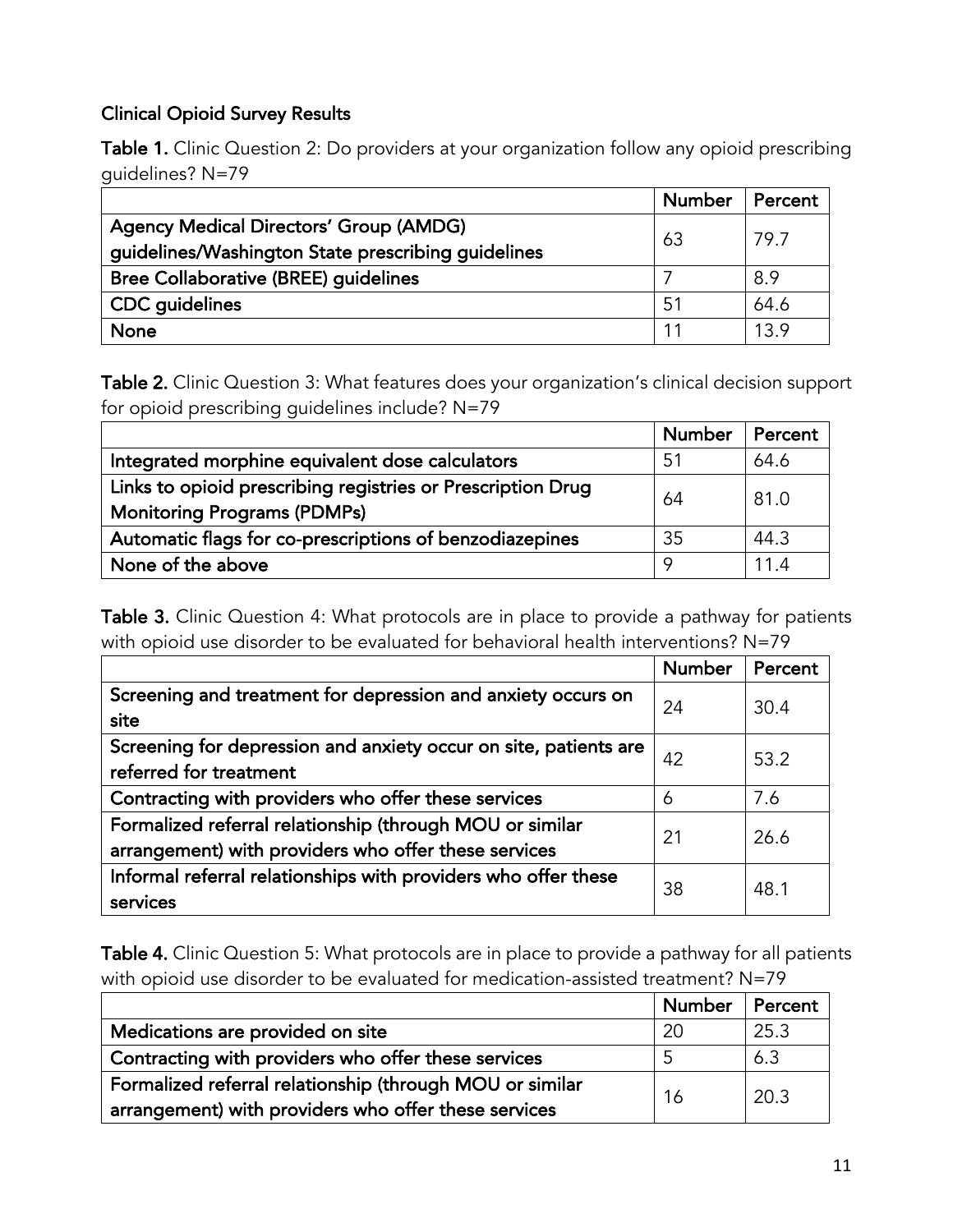**Clinical Opioid Survey Results**

**Table 1.** Clinic Question 2: Do providers at your organization follow any opioid prescribing guidelines? N=79

| | Number | Percent |
|---|---|---|
| Agency Medical Directors' Group (AMDG) guidelines/Washington State prescribing guidelines | 63 | 79.7 |
| Bree Collaborative (BREE) guidelines | 7 | 8.9 |
| CDC guidelines | 51 | 64.6 |
| None | 11 | 13.9 |

**Table 2.** Clinic Question 3: What features does your organization's clinical decision support for opioid prescribing guidelines include? N=79

| | Number | Percent |
|---|---|---|
| Integrated morphine equivalent dose calculators | 51 | 64.6 |
| Links to opioid prescribing registries or Prescription Drug Monitoring Programs (PDMPs) | 64 | 81.0 |
| Automatic flags for co-prescriptions of benzodiazepines | 35 | 44.3 |
| None of the above | 9 | 11.4 |

**Table 3.** Clinic Question 4: What protocols are in place to provide a pathway for patients with opioid use disorder to be evaluated for behavioral health interventions? N=79

| | Number | Percent |
|---|---|---|
| Screening and treatment for depression and anxiety occurs on site | 24 | 30.4 |
| Screening for depression and anxiety occur on site, patients are referred for treatment | 42 | 53.2 |
| Contracting with providers who offer these services | 6 | 7.6 |
| Formalized referral relationship (through MOU or similar arrangement) with providers who offer these services | 21 | 26.6 |
| Informal referral relationships with providers who offer these services | 38 | 48.1 |

**Table 4.** Clinic Question 5: What protocols are in place to provide a pathway for all patients with opioid use disorder to be evaluated for medication-assisted treatment? N=79

| | Number | Percent |
|---|---|---|
| Medications are provided on site | 20 | 25.3 |
| Contracting with providers who offer these services | 5 | 6.3 |
| Formalized referral relationship (through MOU or similar arrangement) with providers who offer these services | 16 | 20.3 |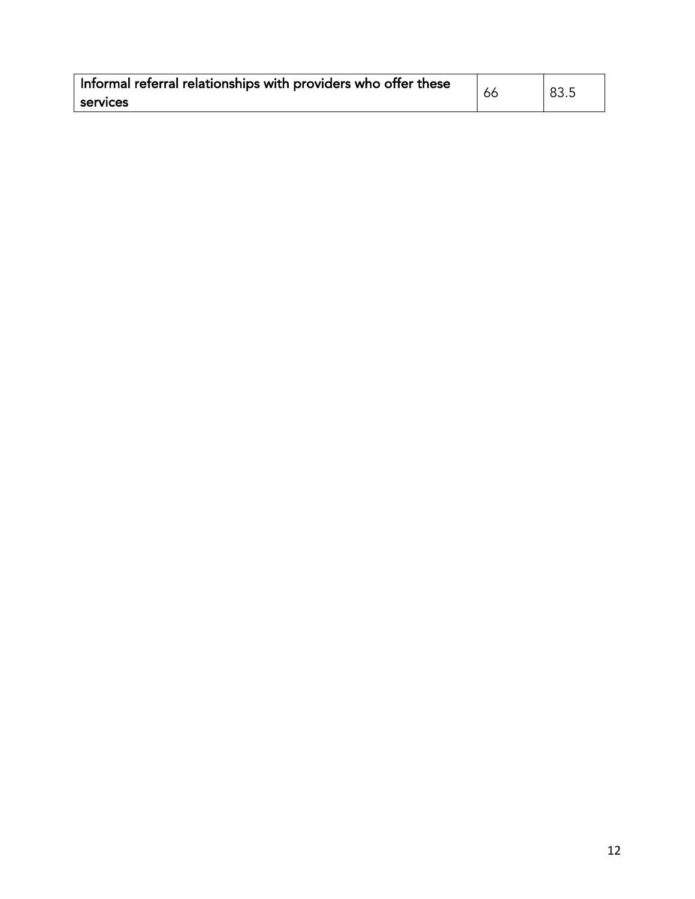| Informal referral relationships with providers who offer these services | 66 | 83.5 |
|---|---|---|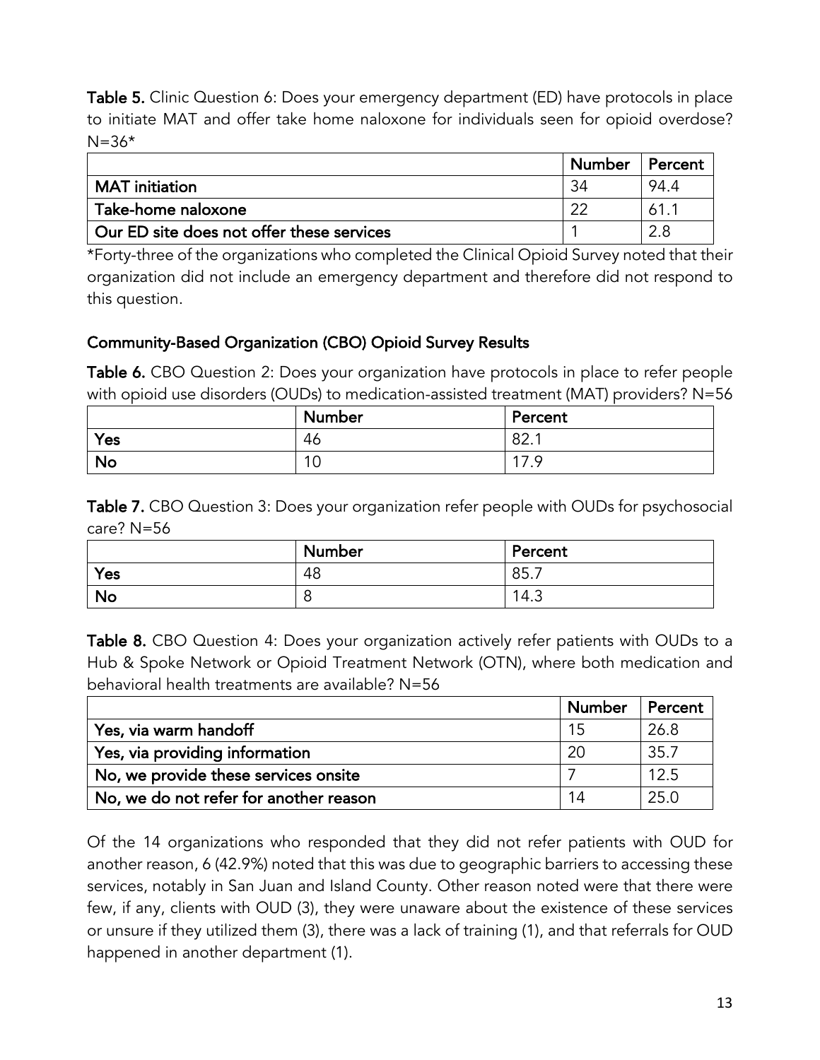**Table 5.** Clinic Question 6: Does your emergency department (ED) have protocols in place to initiate MAT and offer take home naloxone for individuals seen for opioid overdose? N=36*

| | Number | Percent |
|---|---|---|
| **MAT initiation** | 34 | 94.4 |
| **Take-home naloxone** | 22 | 61.1 |
| **Our ED site does not offer these services** | 1 | 2.8 |

*Forty-three of the organizations who completed the Clinical Opioid Survey noted that their organization did not include an emergency department and therefore did not respond to this question.

## Community-Based Organization (CBO) Opioid Survey Results

**Table 6.** CBO Question 2: Does your organization have protocols in place to refer people with opioid use disorders (OUDs) to medication-assisted treatment (MAT) providers? N=56

| | Number | Percent |
|---|---|---|
| **Yes** | 46 | 82.1 |
| **No** | 10 | 17.9 |

**Table 7.** CBO Question 3: Does your organization refer people with OUDs for psychosocial care? N=56

| | Number | Percent |
|---|---|---|
| **Yes** | 48 | 85.7 |
| **No** | 8 | 14.3 |

**Table 8.** CBO Question 4: Does your organization actively refer patients with OUDs to a Hub & Spoke Network or Opioid Treatment Network (OTN), where both medication and behavioral health treatments are available? N=56

| | Number | Percent |
|---|---|---|
| **Yes, via warm handoff** | 15 | 26.8 |
| **Yes, via providing information** | 20 | 35.7 |
| **No, we provide these services onsite** | 7 | 12.5 |
| **No, we do not refer for another reason** | 14 | 25.0 |

Of the 14 organizations who responded that they did not refer patients with OUD for another reason, 6 (42.9%) noted that this was due to geographic barriers to accessing these services, notably in San Juan and Island County. Other reason noted were that there were few, if any, clients with OUD (3), they were unaware about the existence of these services or unsure if they utilized them (3), there was a lack of training (1), and that referrals for OUD happened in another department (1).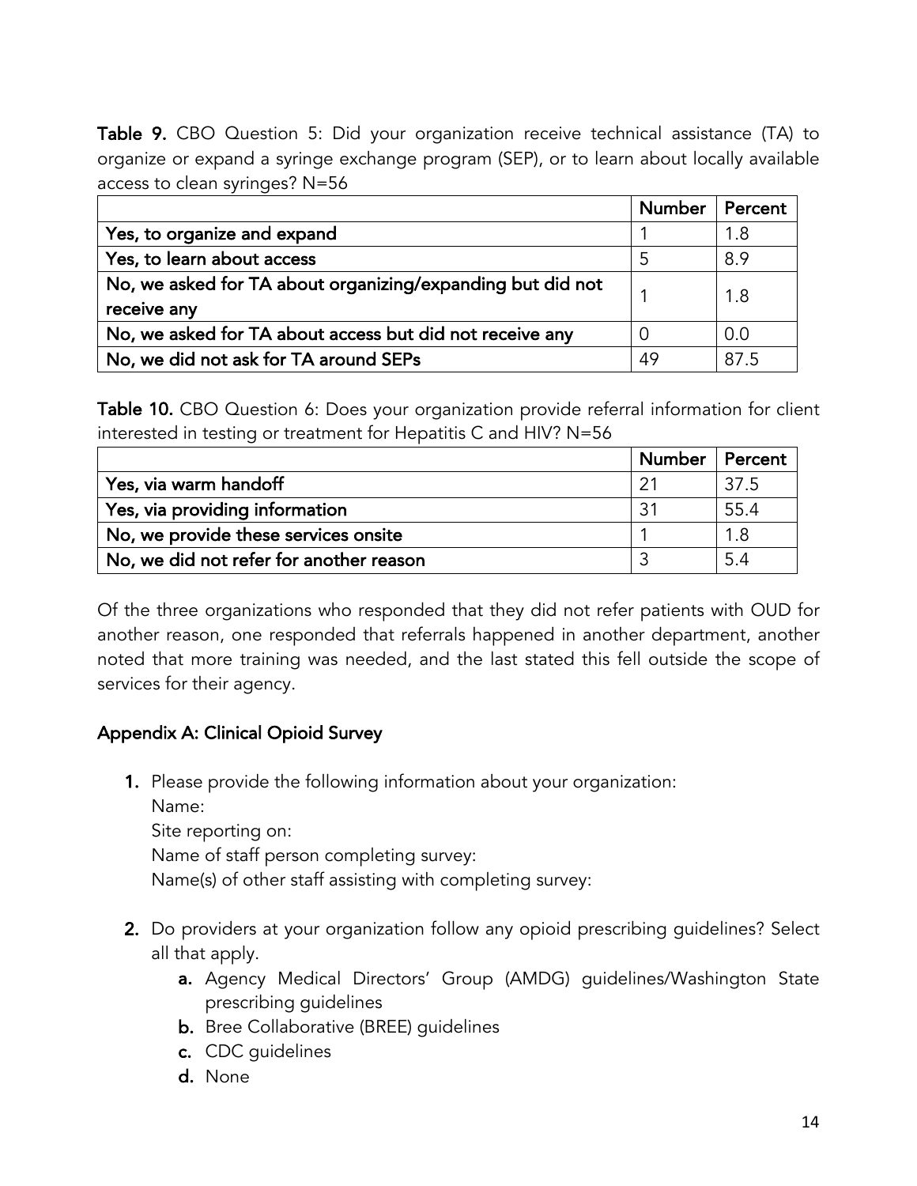**Table 9.** CBO Question 5: Did your organization receive technical assistance (TA) to organize or expand a syringe exchange program (SEP), or to learn about locally available access to clean syringes? N=56

| | Number | Percent |
|---|---|---|
| Yes, to organize and expand | 1 | 1.8 |
| Yes, to learn about access | 5 | 8.9 |
| No, we asked for TA about organizing/expanding but did not receive any | 1 | 1.8 |
| No, we asked for TA about access but did not receive any | 0 | 0.0 |
| No, we did not ask for TA around SEPs | 49 | 87.5 |

**Table 10.** CBO Question 6: Does your organization provide referral information for client interested in testing or treatment for Hepatitis C and HIV? N=56

| | Number | Percent |
|---|---|---|
| Yes, via warm handoff | 21 | 37.5 |
| Yes, via providing information | 31 | 55.4 |
| No, we provide these services onsite | 1 | 1.8 |
| No, we did not refer for another reason | 3 | 5.4 |

Of the three organizations who responded that they did not refer patients with OUD for another reason, one responded that referrals happened in another department, another noted that more training was needed, and the last stated this fell outside the scope of services for their agency.

## Appendix A: Clinical Opioid Survey

1. Please provide the following information about your organization:
   Name:
   Site reporting on:
   Name of staff person completing survey:
   Name(s) of other staff assisting with completing survey:

2. Do providers at your organization follow any opioid prescribing guidelines? Select all that apply.
   a. Agency Medical Directors' Group (AMDG) guidelines/Washington State prescribing guidelines
   b. Bree Collaborative (BREE) guidelines
   c. CDC guidelines
   d. None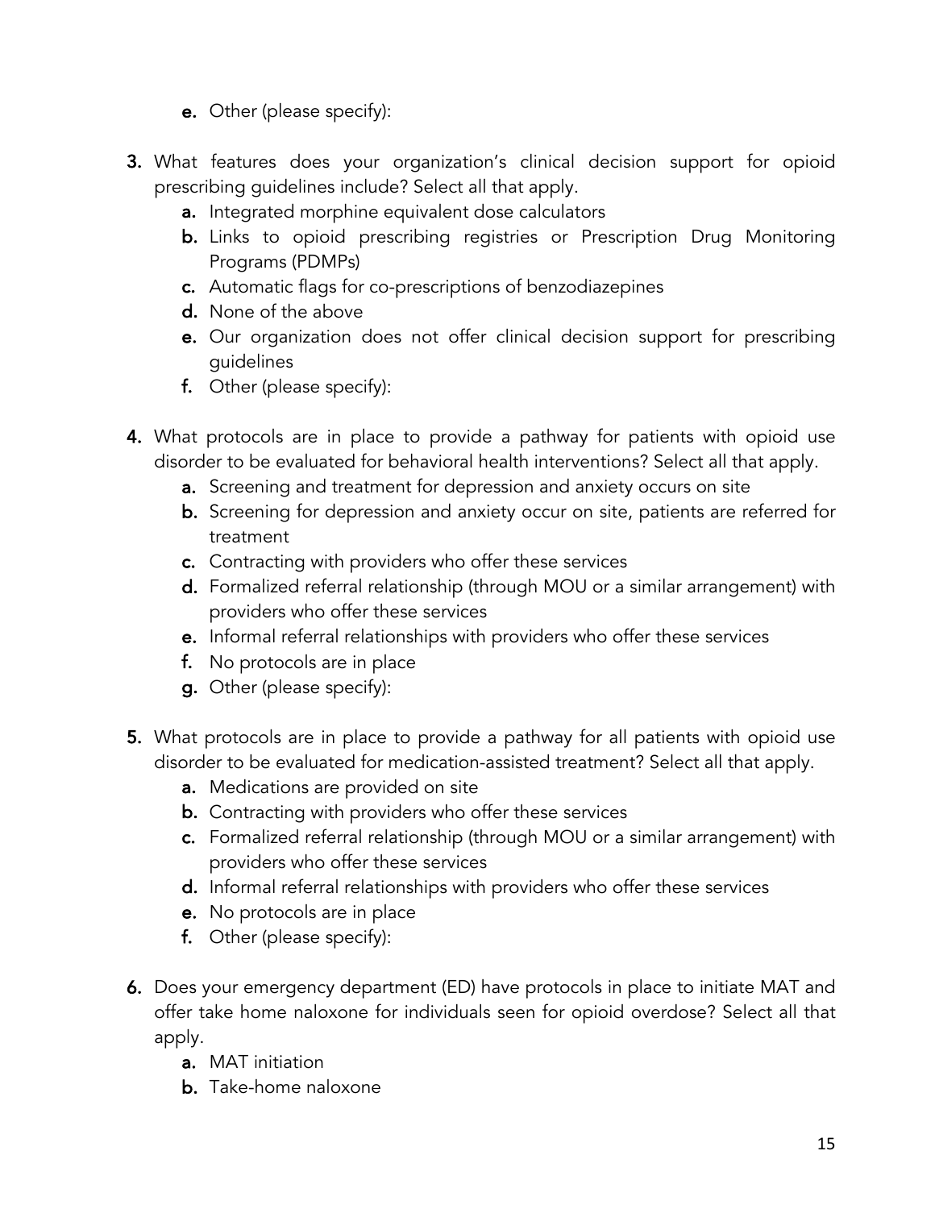e. Other (please specify):

3. What features does your organization's clinical decision support for opioid prescribing guidelines include? Select all that apply.
    a. Integrated morphine equivalent dose calculators
    b. Links to opioid prescribing registries or Prescription Drug Monitoring Programs (PDMPs)
    c. Automatic flags for co-prescriptions of benzodiazepines
    d. None of the above
    e. Our organization does not offer clinical decision support for prescribing guidelines
    f. Other (please specify):

4. What protocols are in place to provide a pathway for patients with opioid use disorder to be evaluated for behavioral health interventions? Select all that apply.
    a. Screening and treatment for depression and anxiety occurs on site
    b. Screening for depression and anxiety occur on site, patients are referred for treatment
    c. Contracting with providers who offer these services
    d. Formalized referral relationship (through MOU or a similar arrangement) with providers who offer these services
    e. Informal referral relationships with providers who offer these services
    f. No protocols are in place
    g. Other (please specify):

5. What protocols are in place to provide a pathway for all patients with opioid use disorder to be evaluated for medication-assisted treatment? Select all that apply.
    a. Medications are provided on site
    b. Contracting with providers who offer these services
    c. Formalized referral relationship (through MOU or a similar arrangement) with providers who offer these services
    d. Informal referral relationships with providers who offer these services
    e. No protocols are in place
    f. Other (please specify):

6. Does your emergency department (ED) have protocols in place to initiate MAT and offer take home naloxone for individuals seen for opioid overdose? Select all that apply.
    a. MAT initiation
    b. Take-home naloxone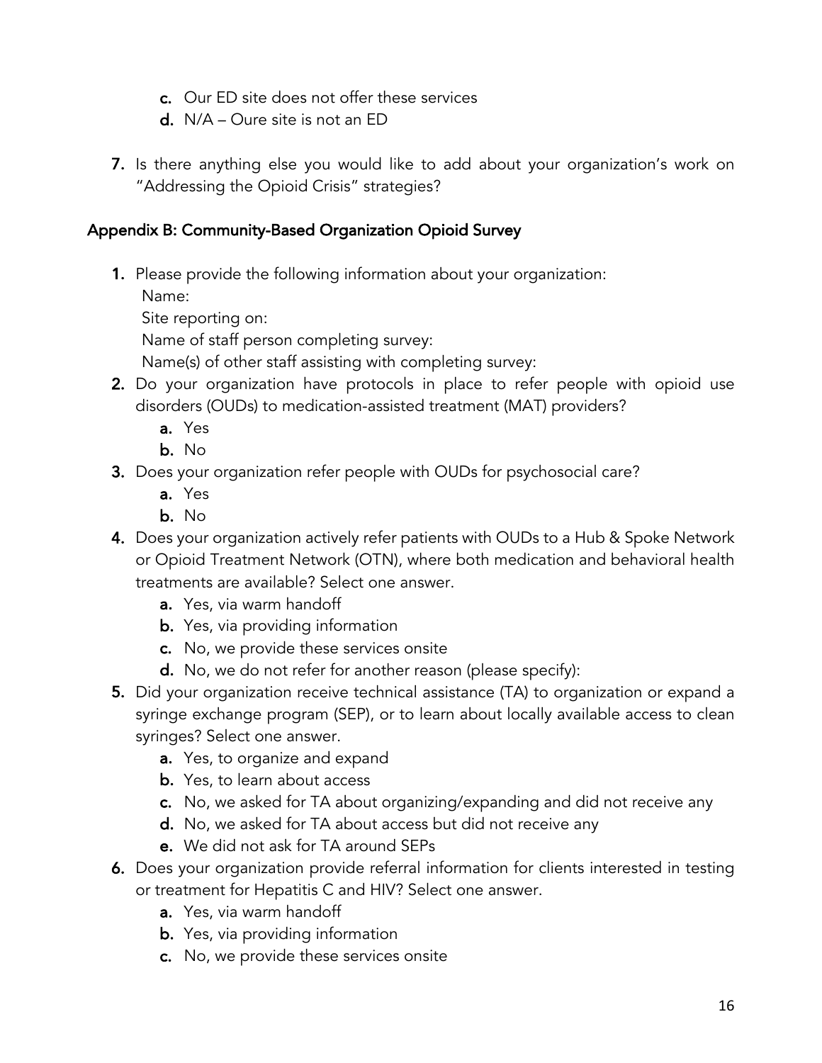c. Our ED site does not offer these services
   d. N/A – Oure site is not an ED

7. Is there anything else you would like to add about your organization's work on "Addressing the Opioid Crisis" strategies?

### Appendix B: Community-Based Organization Opioid Survey

1. Please provide the following information about your organization:
   Name:
   Site reporting on:
   Name of staff person completing survey:
   Name(s) of other staff assisting with completing survey:
2. Do your organization have protocols in place to refer people with opioid use disorders (OUDs) to medication-assisted treatment (MAT) providers?
   a. Yes
   b. No
3. Does your organization refer people with OUDs for psychosocial care?
   a. Yes
   b. No
4. Does your organization actively refer patients with OUDs to a Hub & Spoke Network or Opioid Treatment Network (OTN), where both medication and behavioral health treatments are available? Select one answer.
   a. Yes, via warm handoff
   b. Yes, via providing information
   c. No, we provide these services onsite
   d. No, we do not refer for another reason (please specify):
5. Did your organization receive technical assistance (TA) to organization or expand a syringe exchange program (SEP), or to learn about locally available access to clean syringes? Select one answer.
   a. Yes, to organize and expand
   b. Yes, to learn about access
   c. No, we asked for TA about organizing/expanding and did not receive any
   d. No, we asked for TA about access but did not receive any
   e. We did not ask for TA around SEPs
6. Does your organization provide referral information for clients interested in testing or treatment for Hepatitis C and HIV? Select one answer.
   a. Yes, via warm handoff
   b. Yes, via providing information
   c. No, we provide these services onsite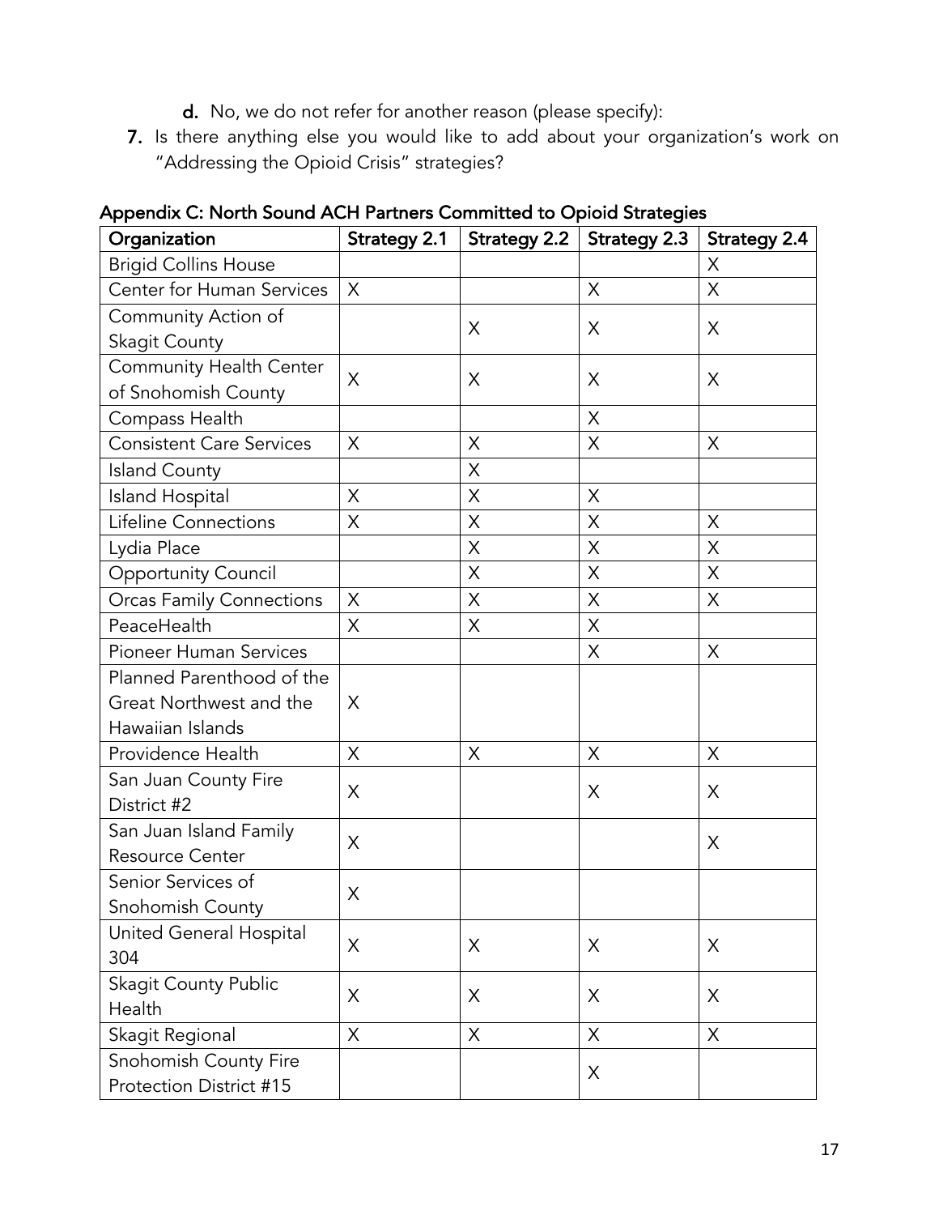d. No, we do not refer for another reason (please specify):

7. Is there anything else you would like to add about your organization's work on "Addressing the Opioid Crisis" strategies?

**Appendix C: North Sound ACH Partners Committed to Opioid Strategies**

| Organization | Strategy 2.1 | Strategy 2.2 | Strategy 2.3 | Strategy 2.4 |
| --- | --- | --- | --- | --- |
| Brigid Collins House | | | | X |
| Center for Human Services | X | | X | X |
| Community Action of Skagit County | | X | X | X |
| Community Health Center of Snohomish County | X | X | X | X |
| Compass Health | | | X | |
| Consistent Care Services | X | X | X | X |
| Island County | | X | | |
| Island Hospital | X | X | X | |
| Lifeline Connections | X | X | X | X |
| Lydia Place | | X | X | X |
| Opportunity Council | | X | X | X |
| Orcas Family Connections | X | X | X | X |
| PeaceHealth | X | X | X | |
| Pioneer Human Services | | | X | X |
| Planned Parenthood of the Great Northwest and the Hawaiian Islands | X | | | |
| Providence Health | X | X | X | X |
| San Juan County Fire District #2 | X | | X | X |
| San Juan Island Family Resource Center | X | | | X |
| Senior Services of Snohomish County | X | | | |
| United General Hospital 304 | X | X | X | X |
| Skagit County Public Health | X | X | X | X |
| Skagit Regional | X | X | X | X |
| Snohomish County Fire Protection District #15 | | | X | |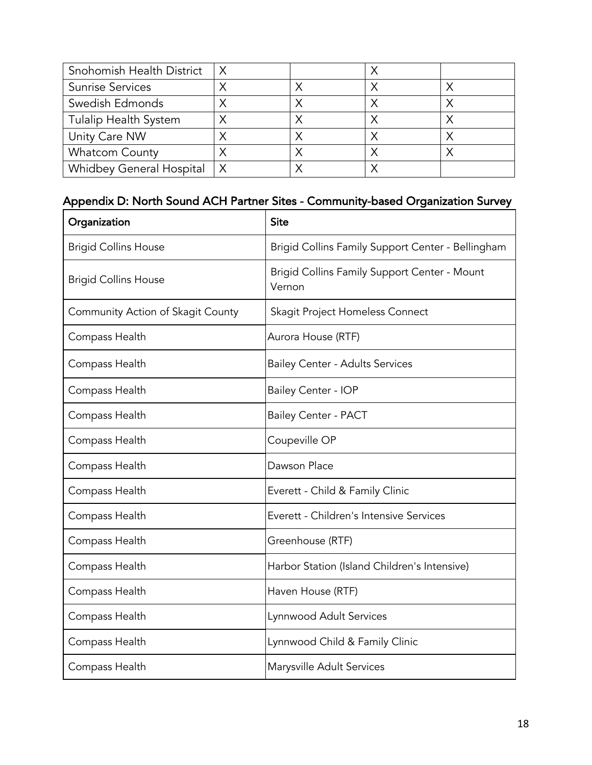| Snohomish Health District | X | | X | |
|---|---|---|---|---|
| Sunrise Services | X | X | X | X |
| Swedish Edmonds | X | X | X | X |
| Tulalip Health System | X | X | X | X |
| Unity Care NW | X | X | X | X |
| Whatcom County | X | X | X | X |
| Whidbey General Hospital | X | X | X | |

## Appendix D: North Sound ACH Partner Sites - Community-based Organization Survey

| Organization | Site |
|---|---|
| Brigid Collins House | Brigid Collins Family Support Center - Bellingham |
| Brigid Collins House | Brigid Collins Family Support Center - Mount Vernon |
| Community Action of Skagit County | Skagit Project Homeless Connect |
| Compass Health | Aurora House (RTF) |
| Compass Health | Bailey Center - Adults Services |
| Compass Health | Bailey Center - IOP |
| Compass Health | Bailey Center - PACT |
| Compass Health | Coupeville OP |
| Compass Health | Dawson Place |
| Compass Health | Everett - Child & Family Clinic |
| Compass Health | Everett - Children's Intensive Services |
| Compass Health | Greenhouse (RTF) |
| Compass Health | Harbor Station (Island Children's Intensive) |
| Compass Health | Haven House (RTF) |
| Compass Health | Lynnwood Adult Services |
| Compass Health | Lynnwood Child & Family Clinic |
| Compass Health | Marysville Adult Services |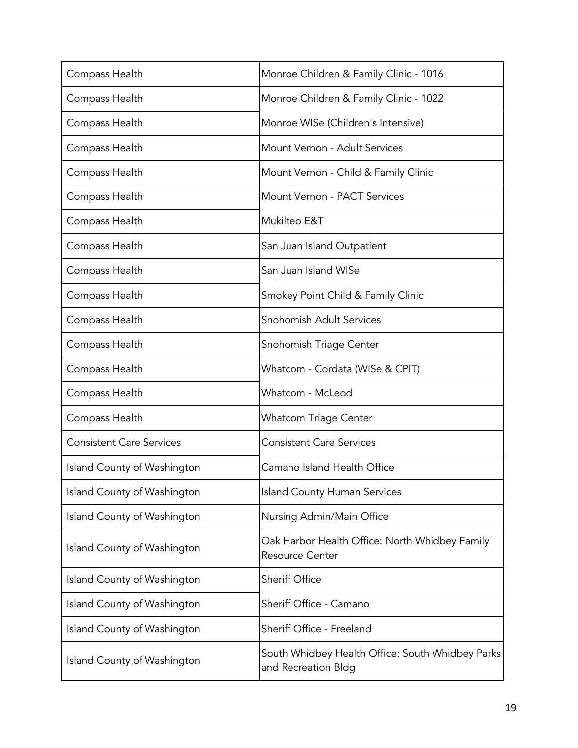| Compass Health | Monroe Children & Family Clinic - 1016 |
|---|---|
| Compass Health | Monroe Children & Family Clinic - 1022 |
| Compass Health | Monroe WISe (Children's Intensive) |
| Compass Health | Mount Vernon - Adult Services |
| Compass Health | Mount Vernon - Child & Family Clinic |
| Compass Health | Mount Vernon - PACT Services |
| Compass Health | Mukilteo E&T |
| Compass Health | San Juan Island Outpatient |
| Compass Health | San Juan Island WISe |
| Compass Health | Smokey Point Child & Family Clinic |
| Compass Health | Snohomish Adult Services |
| Compass Health | Snohomish Triage Center |
| Compass Health | Whatcom - Cordata (WISe & CPIT) |
| Compass Health | Whatcom - McLeod |
| Compass Health | Whatcom Triage Center |
| Consistent Care Services | Consistent Care Services |
| Island County of Washington | Camano Island Health Office |
| Island County of Washington | Island County Human Services |
| Island County of Washington | Nursing Admin/Main Office |
| Island County of Washington | Oak Harbor Health Office: North Whidbey Family Resource Center |
| Island County of Washington | Sheriff Office |
| Island County of Washington | Sheriff Office - Camano |
| Island County of Washington | Sheriff Office - Freeland |
| Island County of Washington | South Whidbey Health Office: South Whidbey Parks and Recreation Bldg |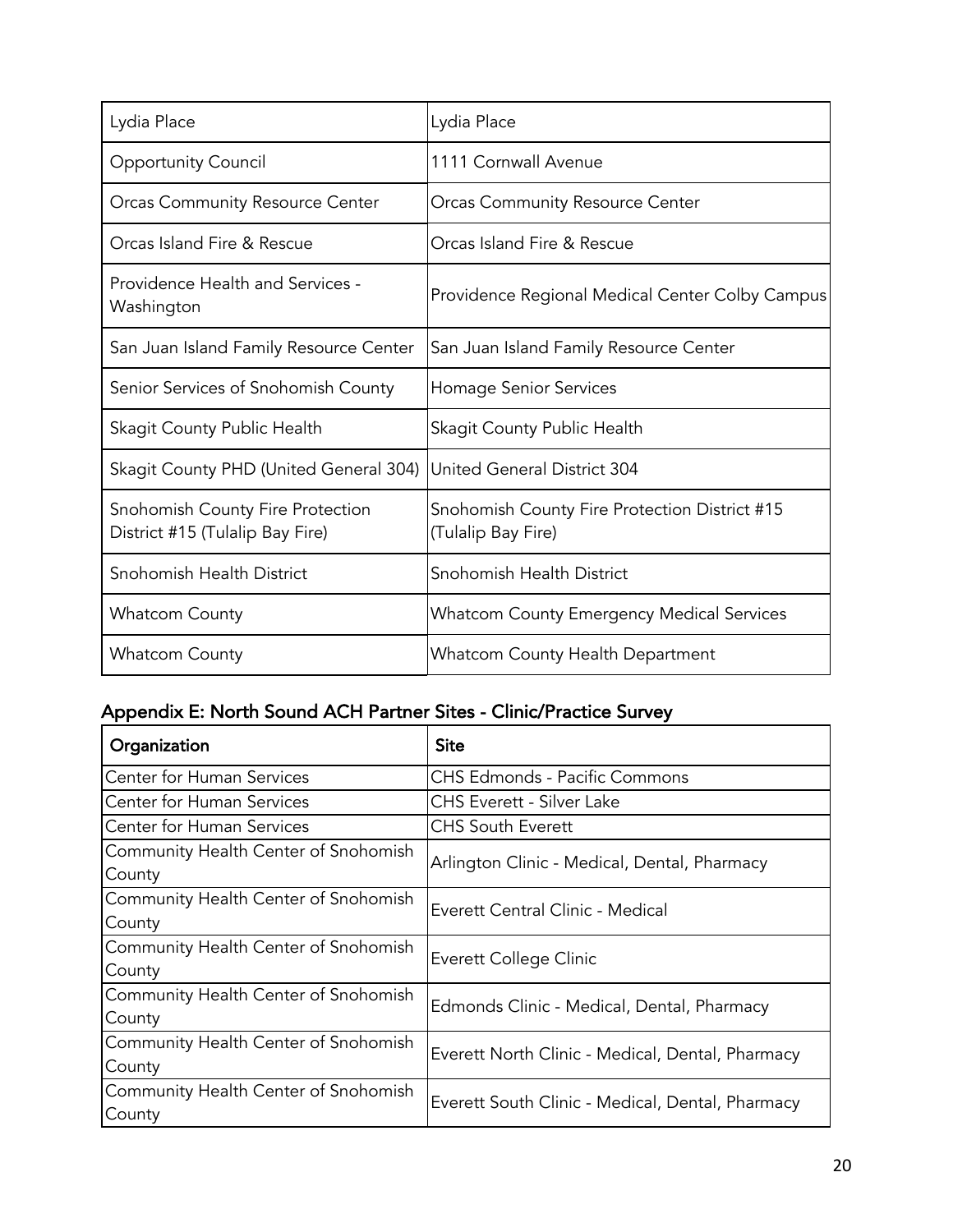| Lydia Place | Lydia Place |
|---|---|
| Opportunity Council | 1111 Cornwall Avenue |
| Orcas Community Resource Center | Orcas Community Resource Center |
| Orcas Island Fire & Rescue | Orcas Island Fire & Rescue |
| Providence Health and Services - Washington | Providence Regional Medical Center Colby Campus |
| San Juan Island Family Resource Center | San Juan Island Family Resource Center |
| Senior Services of Snohomish County | Homage Senior Services |
| Skagit County Public Health | Skagit County Public Health |
| Skagit County PHD (United General 304) | United General District 304 |
| Snohomish County Fire Protection District #15 (Tulalip Bay Fire) | Snohomish County Fire Protection District #15 (Tulalip Bay Fire) |
| Snohomish Health District | Snohomish Health District |
| Whatcom County | Whatcom County Emergency Medical Services |
| Whatcom County | Whatcom County Health Department |

## Appendix E: North Sound ACH Partner Sites - Clinic/Practice Survey

| Organization | Site |
|---|---|
| Center for Human Services | CHS Edmonds - Pacific Commons |
| Center for Human Services | CHS Everett - Silver Lake |
| Center for Human Services | CHS South Everett |
| Community Health Center of Snohomish County | Arlington Clinic - Medical, Dental, Pharmacy |
| Community Health Center of Snohomish County | Everett Central Clinic - Medical |
| Community Health Center of Snohomish County | Everett College Clinic |
| Community Health Center of Snohomish County | Edmonds Clinic - Medical, Dental, Pharmacy |
| Community Health Center of Snohomish County | Everett North Clinic - Medical, Dental, Pharmacy |
| Community Health Center of Snohomish County | Everett South Clinic - Medical, Dental, Pharmacy |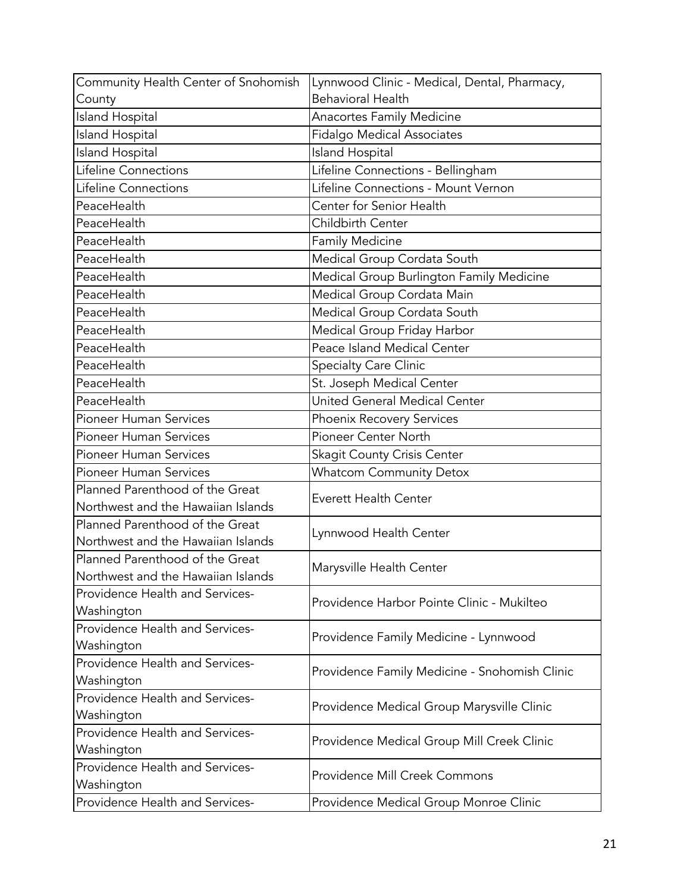| Community Health Center of Snohomish County | Lynnwood Clinic - Medical, Dental, Pharmacy, Behavioral Health |
| --- | --- |
| Island Hospital | Anacortes Family Medicine |
| Island Hospital | Fidalgo Medical Associates |
| Island Hospital | Island Hospital |
| Lifeline Connections | Lifeline Connections - Bellingham |
| Lifeline Connections | Lifeline Connections - Mount Vernon |
| PeaceHealth | Center for Senior Health |
| PeaceHealth | Childbirth Center |
| PeaceHealth | Family Medicine |
| PeaceHealth | Medical Group Cordata South |
| PeaceHealth | Medical Group Burlington Family Medicine |
| PeaceHealth | Medical Group Cordata Main |
| PeaceHealth | Medical Group Cordata South |
| PeaceHealth | Medical Group Friday Harbor |
| PeaceHealth | Peace Island Medical Center |
| PeaceHealth | Specialty Care Clinic |
| PeaceHealth | St. Joseph Medical Center |
| PeaceHealth | United General Medical Center |
| Pioneer Human Services | Phoenix Recovery Services |
| Pioneer Human Services | Pioneer Center North |
| Pioneer Human Services | Skagit County Crisis Center |
| Pioneer Human Services | Whatcom Community Detox |
| Planned Parenthood of the Great Northwest and the Hawaiian Islands | Everett Health Center |
| Planned Parenthood of the Great Northwest and the Hawaiian Islands | Lynnwood Health Center |
| Planned Parenthood of the Great Northwest and the Hawaiian Islands | Marysville Health Center |
| Providence Health and Services-Washington | Providence Harbor Pointe Clinic - Mukilteo |
| Providence Health and Services-Washington | Providence Family Medicine - Lynnwood |
| Providence Health and Services-Washington | Providence Family Medicine - Snohomish Clinic |
| Providence Health and Services-Washington | Providence Medical Group Marysville Clinic |
| Providence Health and Services-Washington | Providence Medical Group Mill Creek Clinic |
| Providence Health and Services-Washington | Providence Mill Creek Commons |
| Providence Health and Services- | Providence Medical Group Monroe Clinic |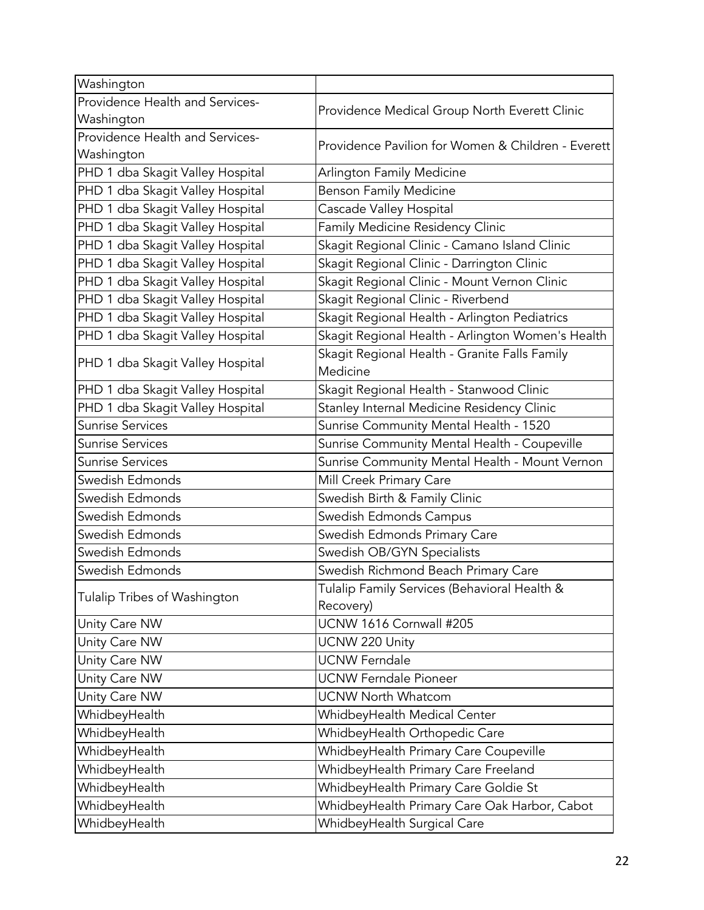| Washington | |
|---|---|
| Providence Health and Services-Washington | Providence Medical Group North Everett Clinic |
| Providence Health and Services-Washington | Providence Pavilion for Women & Children - Everett |
| PHD 1 dba Skagit Valley Hospital | Arlington Family Medicine |
| PHD 1 dba Skagit Valley Hospital | Benson Family Medicine |
| PHD 1 dba Skagit Valley Hospital | Cascade Valley Hospital |
| PHD 1 dba Skagit Valley Hospital | Family Medicine Residency Clinic |
| PHD 1 dba Skagit Valley Hospital | Skagit Regional Clinic - Camano Island Clinic |
| PHD 1 dba Skagit Valley Hospital | Skagit Regional Clinic - Darrington Clinic |
| PHD 1 dba Skagit Valley Hospital | Skagit Regional Clinic - Mount Vernon Clinic |
| PHD 1 dba Skagit Valley Hospital | Skagit Regional Clinic - Riverbend |
| PHD 1 dba Skagit Valley Hospital | Skagit Regional Health - Arlington Pediatrics |
| PHD 1 dba Skagit Valley Hospital | Skagit Regional Health - Arlington Women's Health |
| PHD 1 dba Skagit Valley Hospital | Skagit Regional Health - Granite Falls Family Medicine |
| PHD 1 dba Skagit Valley Hospital | Skagit Regional Health - Stanwood Clinic |
| PHD 1 dba Skagit Valley Hospital | Stanley Internal Medicine Residency Clinic |
| Sunrise Services | Sunrise Community Mental Health - 1520 |
| Sunrise Services | Sunrise Community Mental Health - Coupeville |
| Sunrise Services | Sunrise Community Mental Health - Mount Vernon |
| Swedish Edmonds | Mill Creek Primary Care |
| Swedish Edmonds | Swedish Birth & Family Clinic |
| Swedish Edmonds | Swedish Edmonds Campus |
| Swedish Edmonds | Swedish Edmonds Primary Care |
| Swedish Edmonds | Swedish OB/GYN Specialists |
| Swedish Edmonds | Swedish Richmond Beach Primary Care |
| Tulalip Tribes of Washington | Tulalip Family Services (Behavioral Health & Recovery) |
| Unity Care NW | UCNW 1616 Cornwall #205 |
| Unity Care NW | UCNW 220 Unity |
| Unity Care NW | UCNW Ferndale |
| Unity Care NW | UCNW Ferndale Pioneer |
| Unity Care NW | UCNW North Whatcom |
| WhidbeyHealth | WhidbeyHealth Medical Center |
| WhidbeyHealth | WhidbeyHealth Orthopedic Care |
| WhidbeyHealth | WhidbeyHealth Primary Care Coupeville |
| WhidbeyHealth | WhidbeyHealth Primary Care Freeland |
| WhidbeyHealth | WhidbeyHealth Primary Care Goldie St |
| WhidbeyHealth | WhidbeyHealth Primary Care Oak Harbor, Cabot |
| WhidbeyHealth | WhidbeyHealth Surgical Care |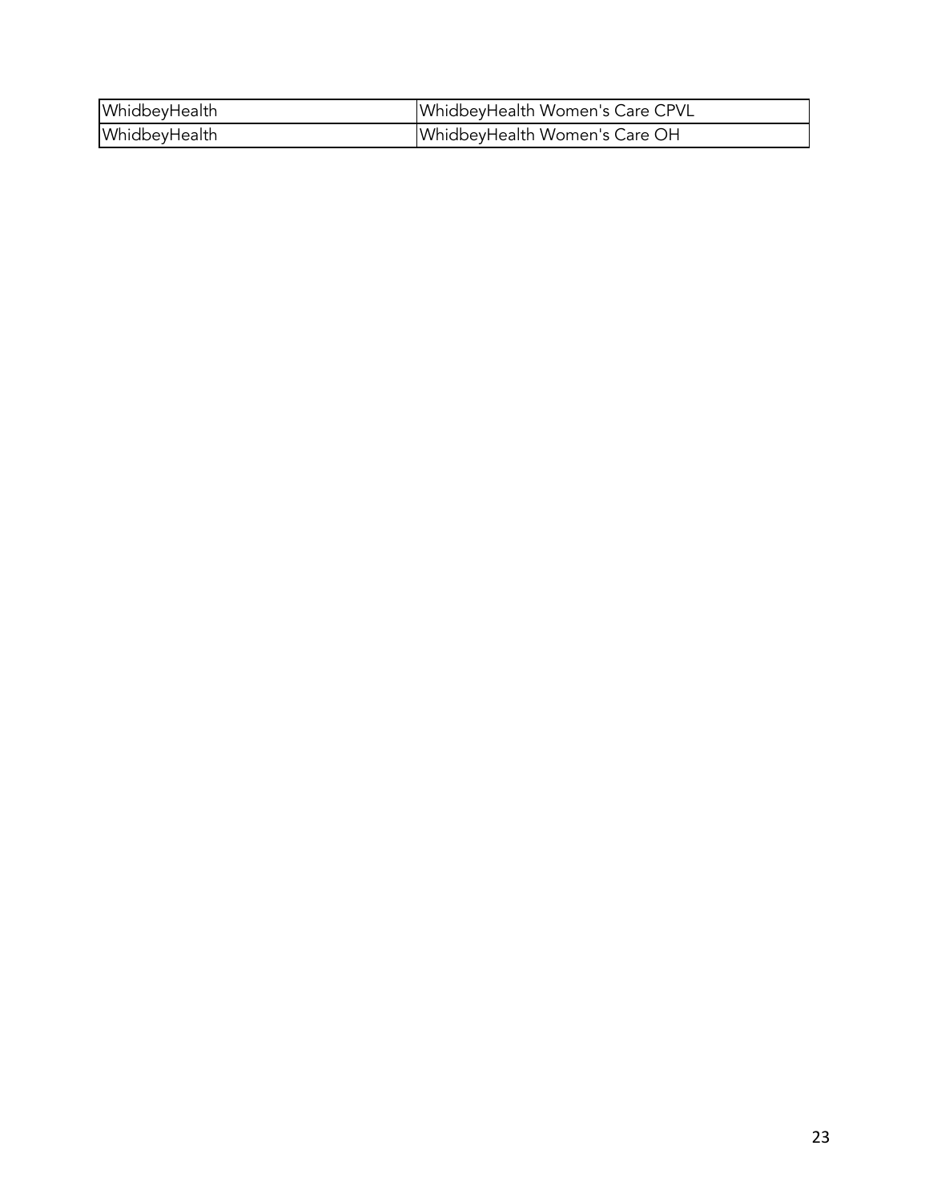| | |
|---|---|
| WhidbeyHealth | WhidbeyHealth Women's Care CPVL |
| WhidbeyHealth | WhidbeyHealth Women's Care OH |